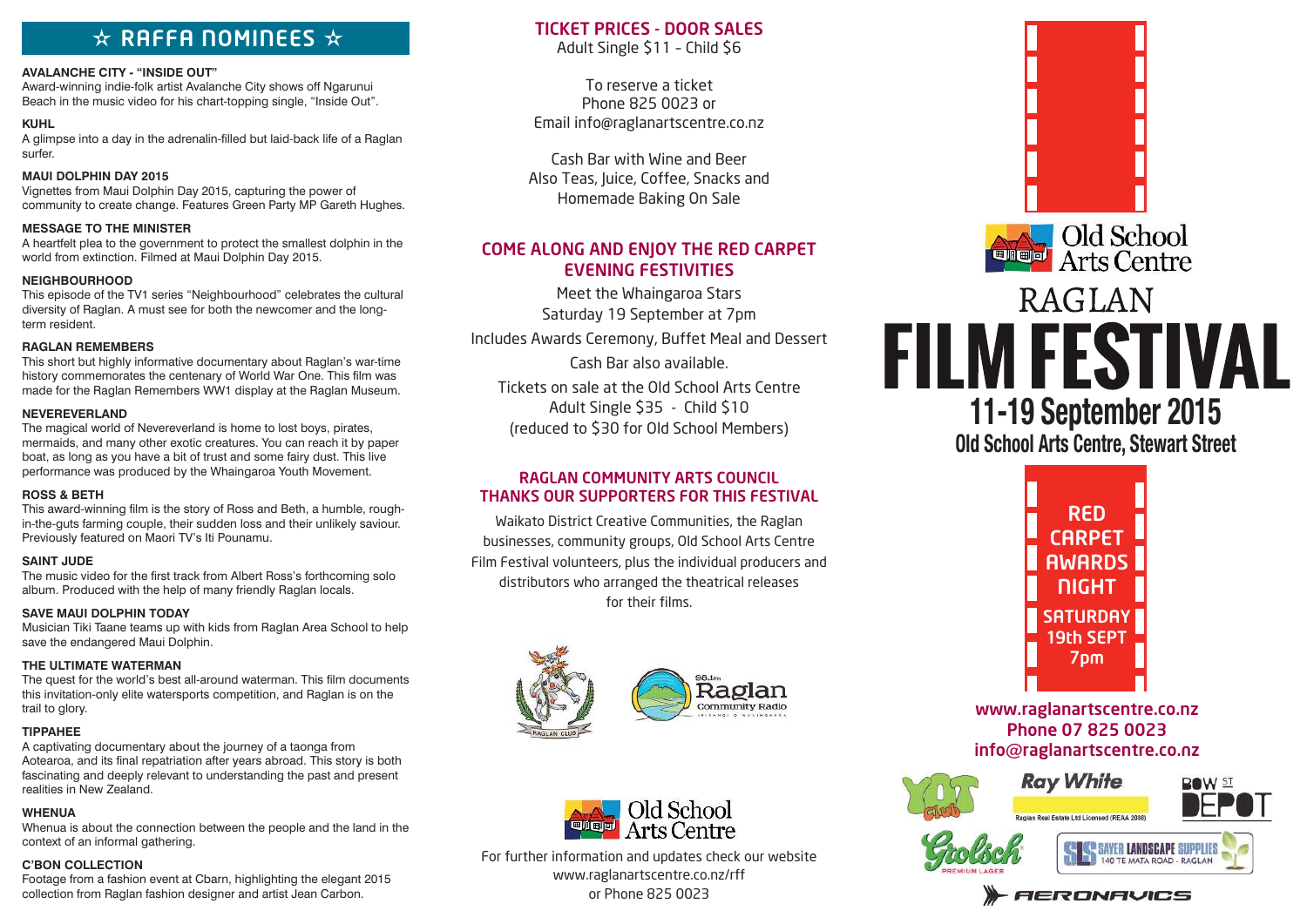## ☆ RAFFA NOMINEES ☆

**AVALANCHE CITY - "INSIDE OUT"**
Award-winning indie-folk artist Avalanche City shows off Ngarunui Beach in the music video for his chart-topping single, "Inside Out".

**KUHL**
A glimpse into a day in the adrenalin-filled but laid-back life of a Raglan surfer.

**MAUI DOLPHIN DAY 2015**
Vignettes from Maui Dolphin Day 2015, capturing the power of community to create change. Features Green Party MP Gareth Hughes.

**MESSAGE TO THE MINISTER**
A heartfelt plea to the government to protect the smallest dolphin in the world from extinction. Filmed at Maui Dolphin Day 2015.

**NEIGHBOURHOOD**
This episode of the TV1 series "Neighbourhood" celebrates the cultural diversity of Raglan. A must see for both the newcomer and the long-term resident.

**RAGLAN REMEMBERS**
This short but highly informative documentary about Raglan's war-time history commemorates the centenary of World War One. This film was made for the Raglan Remembers WW1 display at the Raglan Museum.

**NEVEREVERLAND**
The magical world of Nevereverland is home to lost boys, pirates, mermaids, and many other exotic creatures. You can reach it by paper boat, as long as you have a bit of trust and some fairy dust. This live performance was produced by the Whaingaroa Youth Movement.

**ROSS & BETH**
This award-winning film is the story of Ross and Beth, a humble, rough-in-the-guts farming couple, their sudden loss and their unlikely saviour. Previously featured on Maori TV's Iti Pounamu.

**SAINT JUDE**
The music video for the first track from Albert Ross's forthcoming solo album. Produced with the help of many friendly Raglan locals.

**SAVE MAUI DOLPHIN TODAY**
Musician Tiki Taane teams up with kids from Raglan Area School to help save the endangered Maui Dolphin.

**THE ULTIMATE WATERMAN**
The quest for the world's best all-around waterman. This film documents this invitation-only elite watersports competition, and Raglan is on the trail to glory.

**TIPPAHEE**
A captivating documentary about the journey of a taonga from Aotearoa, and its final repatriation after years abroad. This story is both fascinating and deeply relevant to understanding the past and present realities in New Zealand.

**WHENUA**
Whenua is about the connection between the people and the land in the context of an informal gathering.

**C'BON COLLECTION**
Footage from a fashion event at Cbarn, highlighting the elegant 2015 collection from Raglan fashion designer and artist Jean Carbon.

## TICKET PRICES - DOOR SALES

Adult Single $11 - Child $6

To reserve a ticket
Phone 825 0023 or
Email info@raglanartscentre.co.nz

Cash Bar with Wine and Beer
Also Teas, Juice, Coffee, Snacks and Homemade Baking On Sale

## COME ALONG AND ENJOY THE RED CARPET EVENING FESTIVITIES

Meet the Whaingaroa Stars
Saturday 19 September at 7pm

Includes Awards Ceremony, Buffet Meal and Dessert

Cash Bar also available.

Tickets on sale at the Old School Arts Centre
Adult Single $35 - Child $10
(reduced to $30 for Old School Members)

## RAGLAN COMMUNITY ARTS COUNCIL THANKS OUR SUPPORTERS FOR THIS FESTIVAL

Waikato District Creative Communities, the Raglan businesses, community groups, Old School Arts Centre Film Festival volunteers, plus the individual producers and distributors who arranged the theatrical releases for their films.

Raglan Club — 96.1fm Raglan Community Radio

Old School Arts Centre

For further information and updates check our website
www.raglanartscentre.co.nz/rff
or Phone 825 0023

Old School Arts Centre

# RAGLAN FILM FESTIVAL

## 11-19 September 2015

**Old School Arts Centre, Stewart Street**

**RED CARPET AWARDS NIGHT**
**SATURDAY 19th SEPT 7pm**

www.raglanartscentre.co.nz
Phone 07 825 0023
info@raglanartscentre.co.nz

YOT Club — Ray White (Raglan Real Estate Ltd Licensed (REAA 2008)) — Bow St Depot — Grolsch Premium Lager — Sayer Landscape Supplies, 140 Te Mata Road - Raglan — Aeronavics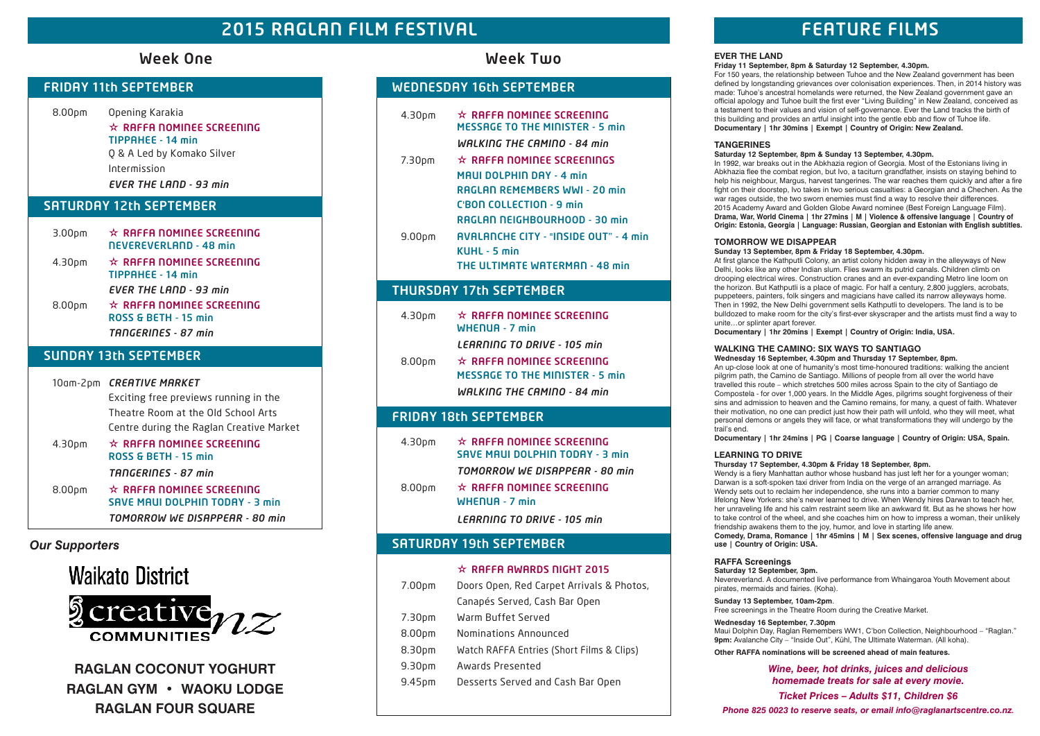# 2015 RAGLAN FILM FESTIVAL

## Week One

### FRIDAY 11th SEPTEMBER

| | |
|---|---|
| 8.00pm | Opening Karakia |
| | ☆ RAFFA NOMINEE SCREENING |
| | TIPPAHEE - 14 min |
| | Q & A Led by Komako Silver |
| | Intermission |
| | *EVER THE LAND - 93 min* |

### SATURDAY 12th SEPTEMBER

| | |
|---|---|
| 3.00pm | ☆ RAFFA NOMINEE SCREENING |
| | NEVEREVERLAND - 48 min |
| 4.30pm | ☆ RAFFA NOMINEE SCREENING |
| | TIPPAHEE - 14 min |
| | *EVER THE LAND - 93 min* |
| 8.00pm | ☆ RAFFA NOMINEE SCREENING |
| | ROSS & BETH - 15 min |
| | *TANGERINES - 87 min* |

### SUNDAY 13th SEPTEMBER

| | |
|---|---|
| 10am-2pm | *CREATIVE MARKET* |
| | Exciting free previews running in the Theatre Room at the Old School Arts Centre during the Raglan Creative Market |
| 4.30pm | ☆ RAFFA NOMINEE SCREENING |
| | ROSS & BETH - 15 min |
| | *TANGERINES - 87 min* |
| 8.00pm | ☆ RAFFA NOMINEE SCREENING |
| | SAVE MAUI DOLPHIN TODAY - 3 min |
| | *TOMORROW WE DISAPPEAR - 80 min* |

***Our Supporters***

Waikato District

creative nz COMMUNITIES

**RAGLAN COCONUT YOGHURT**
**RAGLAN GYM • WAOKU LODGE**
**RAGLAN FOUR SQUARE**

## Week Two

### WEDNESDAY 16th SEPTEMBER

| | |
|---|---|
| 4.30pm | ☆ RAFFA NOMINEE SCREENING |
| | MESSAGE TO THE MINISTER - 5 min |
| | *WALKING THE CAMINO - 84 min* |
| 7.30pm | ☆ RAFFA NOMINEE SCREENINGS |
| | MAUI DOLPHIN DAY - 4 min |
| | RAGLAN REMEMBERS WWI - 20 min |
| | C'BON COLLECTION - 9 min |
| | RAGLAN NEIGHBOURHOOD - 30 min |
| 9.00pm | AVALANCHE CITY - "INSIDE OUT" - 4 min |
| | KUHL - 5 min |
| | THE ULTIMATE WATERMAN - 48 min |

### THURSDAY 17th SEPTEMBER

| | |
|---|---|
| 4.30pm | ☆ RAFFA NOMINEE SCREENING |
| | WHENUA - 7 min |
| | *LEARNING TO DRIVE - 105 min* |
| 8.00pm | ☆ RAFFA NOMINEE SCREENING |
| | MESSAGE TO THE MINISTER - 5 min |
| | *WALKING THE CAMINO - 84 min* |

### FRIDAY 18th SEPTEMBER

| | |
|---|---|
| 4.30pm | ☆ RAFFA NOMINEE SCREENING |
| | SAVE MAUI DOLPHIN TODAY - 3 min |
| | *TOMORROW WE DISAPPEAR - 80 min* |
| 8.00pm | ☆ RAFFA NOMINEE SCREENING |
| | WHENUA - 7 min |
| | *LEARNING TO DRIVE - 105 min* |

### SATURDAY 19th SEPTEMBER

☆ RAFFA AWARDS NIGHT 2015

| | |
|---|---|
| 7.00pm | Doors Open, Red Carpet Arrivals & Photos, Canapés Served, Cash Bar Open |
| 7.30pm | Warm Buffet Served |
| 8.00pm | Nominations Announced |
| 8.30pm | Watch RAFFA Entries (Short Films & Clips) |
| 9.30pm | Awards Presented |
| 9.45pm | Desserts Served and Cash Bar Open |

# FEATURE FILMS

**EVER THE LAND**

**Friday 11 September, 8pm & Saturday 12 September, 4.30pm.**

For 150 years, the relationship between Tuhoe and the New Zealand government has been defined by longstanding grievances over colonisation experiences. Then, in 2014 history was made: Tuhoe's ancestral homelands were returned, the New Zealand government gave an official apology and Tuhoe built the first ever "Living Building" in New Zealand, conceived as a testament to their values and vision of self-governance. Ever the Land tracks the birth of this building and provides an artful insight into the gentle ebb and flow of Tuhoe life.

**Documentary | 1hr 30mins | Exempt | Country of Origin: New Zealand.**

**TANGERINES**

**Saturday 12 September, 8pm & Sunday 13 September, 4.30pm.**

In 1992, war breaks out in the Abkhazia region of Georgia. Most of the Estonians living in Abkhazia flee the combat region, but Ivo, a taciturn grandfather, insists on staying behind to help his neighbour, Margus, harvest tangerines. The war reaches them quickly and after a fire fight on their doorstep, Ivo takes in two serious casualties: a Georgian and a Chechen. As the war rages outside, the two sworn enemies must find a way to resolve their differences. 2015 Academy Award and Golden Globe Award nominee (Best Foreign Language Film).

**Drama, War, World Cinema | 1hr 27mins | M | Violence & offensive language | Country of Origin: Estonia, Georgia | Language: Russian, Georgian and Estonian with English subtitles.**

**TOMORROW WE DISAPPEAR**

**Sunday 13 September, 8pm & Friday 18 September, 4.30pm.**

At first glance the Kathputli Colony, an artist colony hidden away in the alleyways of New Delhi, looks like any other Indian slum. Flies swarm its putrid canals. Children climb on drooping electrical wires. Construction cranes and an ever-expanding Metro line loom on the horizon. But Kathputli is a place of magic. For half a century, 2,800 jugglers, acrobats, puppeteers, painters, folk singers and magicians have called its narrow alleyways home. Then in 1992, the New Delhi government sells Kathputli to developers. The land is to be bulldozed to make room for the city's first-ever skyscraper and the artists must find a way to unite…or splinter apart forever.

**Documentary | 1hr 20mins | Exempt | Country of Origin: India, USA.**

**WALKING THE CAMINO: SIX WAYS TO SANTIAGO**

**Wednesday 16 September, 4.30pm and Thursday 17 September, 8pm.**

An up-close look at one of humanity's most time-honoured traditions: walking the ancient pilgrim path, the Camino de Santiago. Millions of people from all over the world have travelled this route – which stretches 500 miles across Spain to the city of Santiago de Compostela - for over 1,000 years. In the Middle Ages, pilgrims sought forgiveness of their sins and admission to heaven and the Camino remains, for many, a quest of faith. Whatever their motivation, no one can predict just how their path will unfold, who they will meet, what personal demons or angels they will face, or what transformations they will undergo by the trail's end.

**Documentary | 1hr 24mins | PG | Coarse language | Country of Origin: USA, Spain.**

**LEARNING TO DRIVE**

**Thursday 17 September, 4.30pm & Friday 18 September, 8pm.**

Wendy is a fiery Manhattan author whose husband has just left her for a younger woman; Darwan is a soft-spoken taxi driver from India on the verge of an arranged marriage. As Wendy sets out to reclaim her independence, she runs into a barrier common to many lifelong New Yorkers: she's never learned to drive. When Wendy hires Darwan to teach her, her unraveling life and his calm restraint seem like an awkward fit. But as he shows her how to take control of the wheel, and she coaches him on how to impress a woman, their unlikely friendship awakens them to the joy, humor, and love in starting life anew.

**Comedy, Drama, Romance | 1hr 45mins | M | Sex scenes, offensive language and drug use | Country of Origin: USA.**

**RAFFA Screenings**

**Saturday 12 September, 3pm.**
Nevereverland. A documented live performance from Whaingaroa Youth Movement about pirates, mermaids and fairies. (Koha).

**Sunday 13 September, 10am-2pm.**
Free screenings in the Theatre Room during the Creative Market.

**Wednesday 16 September, 7.30pm**
Maui Dolphin Day, Raglan Remembers WW1, C'bon Collection, Neighbourhood – "Raglan."
**9pm:** Avalanche City – "Inside Out", Kühl, The Ultimate Waterman. (All koha).

**Other RAFFA nominations will be screened ahead of main features.**

***Wine, beer, hot drinks, juices and delicious homemade treats for sale at every movie.***

***Ticket Prices – Adults $11, Children $6***

***Phone 825 0023 to reserve seats, or email info@raglanartscentre.co.nz.***